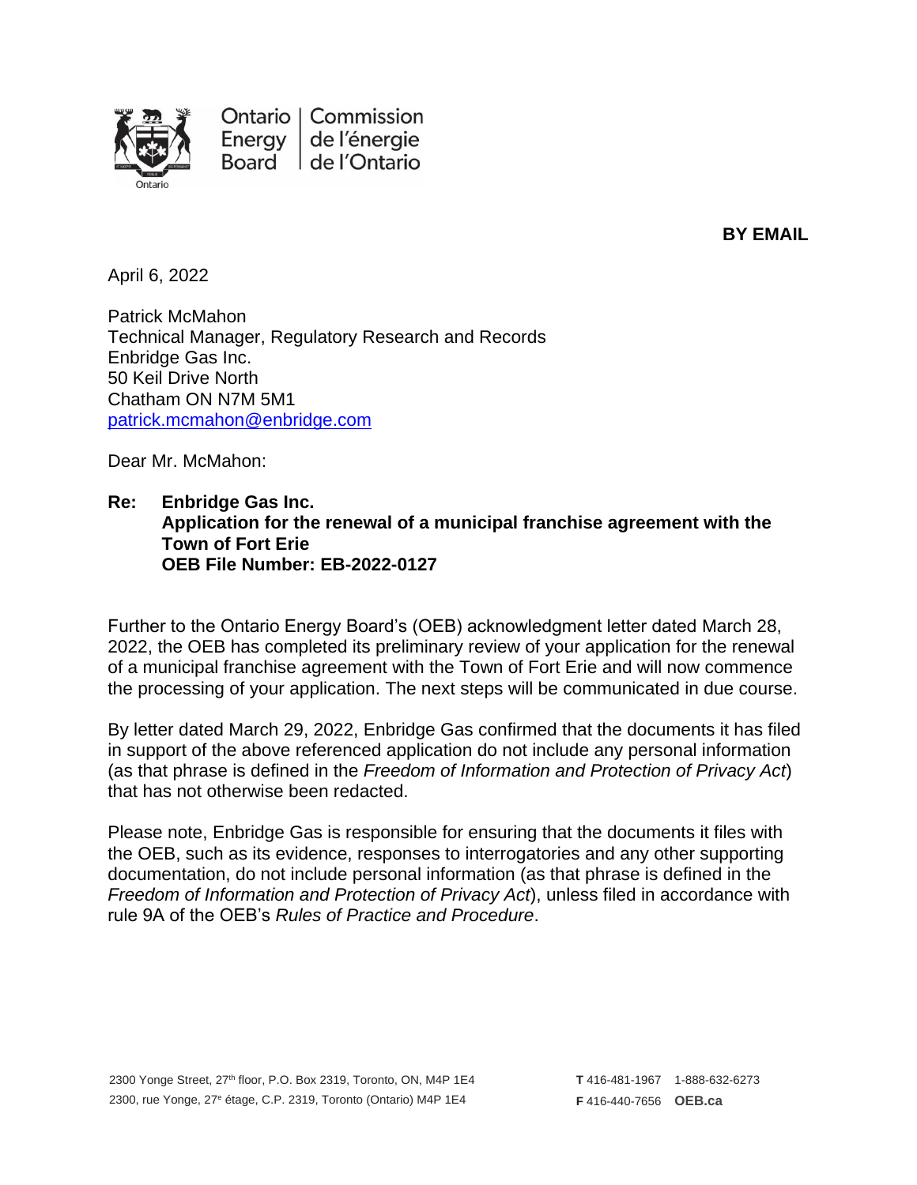Ontario Energy Board | Commission de l'énergie de l'Ontario

**BY EMAIL**

April 6, 2022

Patrick McMahon
Technical Manager, Regulatory Research and Records
Enbridge Gas Inc.
50 Keil Drive North
Chatham ON N7M 5M1
patrick.mcmahon@enbridge.com

Dear Mr. McMahon:

**Re: Enbridge Gas Inc.**
**Application for the renewal of a municipal franchise agreement with the Town of Fort Erie**
**OEB File Number: EB-2022-0127**

Further to the Ontario Energy Board's (OEB) acknowledgment letter dated March 28, 2022, the OEB has completed its preliminary review of your application for the renewal of a municipal franchise agreement with the Town of Fort Erie and will now commence the processing of your application. The next steps will be communicated in due course.

By letter dated March 29, 2022, Enbridge Gas confirmed that the documents it has filed in support of the above referenced application do not include any personal information (as that phrase is defined in the *Freedom of Information and Protection of Privacy Act*) that has not otherwise been redacted.

Please note, Enbridge Gas is responsible for ensuring that the documents it files with the OEB, such as its evidence, responses to interrogatories and any other supporting documentation, do not include personal information (as that phrase is defined in the *Freedom of Information and Protection of Privacy Act*), unless filed in accordance with rule 9A of the OEB's *Rules of Practice and Procedure*.

2300 Yonge Street, 27th floor, P.O. Box 2319, Toronto, ON, M4P 1E4
2300, rue Yonge, 27e étage, C.P. 2319, Toronto (Ontario) M4P 1E4

**T** 416-481-1967 1-888-632-6273
**F** 416-440-7656 **OEB.ca**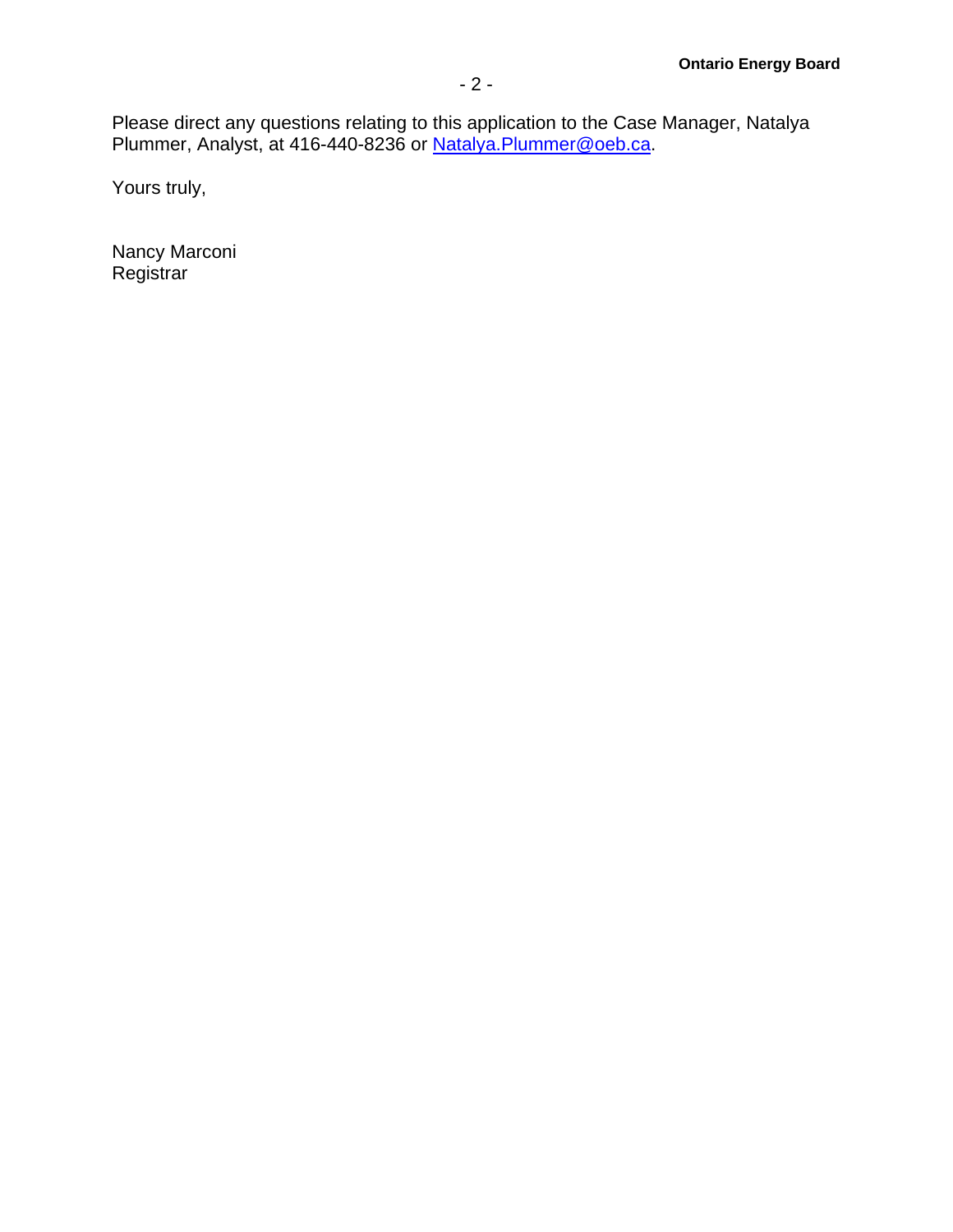Please direct any questions relating to this application to the Case Manager, Natalya Plummer, Analyst, at 416-440-8236 or Natalya.Plummer@oeb.ca.

Yours truly,

Nancy Marconi
Registrar